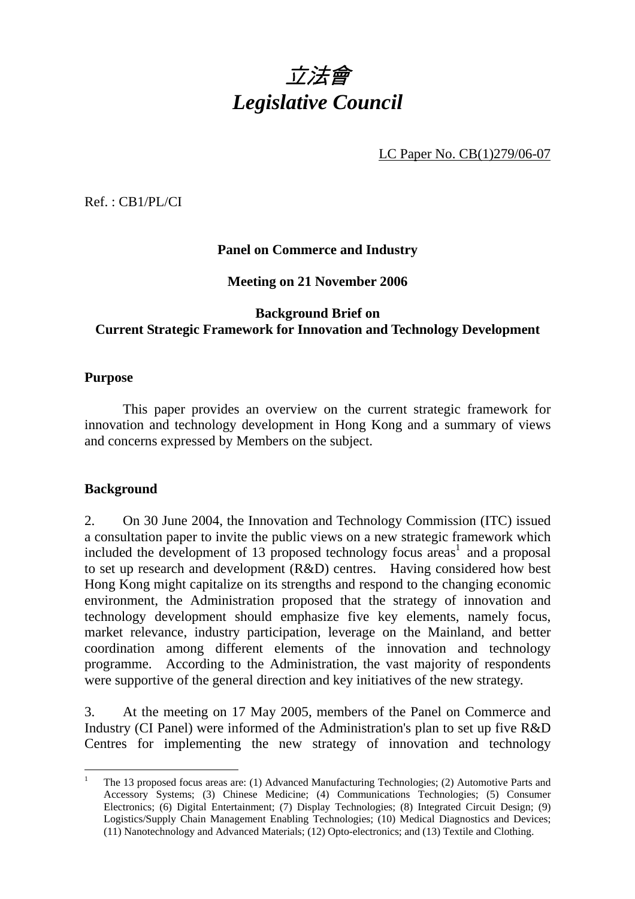# *立法會*
# *Legislative Council*

LC Paper No. CB(1)279/06-07

Ref. : CB1/PL/CI

**Panel on Commerce and Industry**

**Meeting on 21 November 2006**

**Background Brief on**
**Current Strategic Framework for Innovation and Technology Development**

## Purpose

This paper provides an overview on the current strategic framework for innovation and technology development in Hong Kong and a summary of views and concerns expressed by Members on the subject.

## Background

2. On 30 June 2004, the Innovation and Technology Commission (ITC) issued a consultation paper to invite the public views on a new strategic framework which included the development of 13 proposed technology focus areas[1] and a proposal to set up research and development (R&D) centres. Having considered how best Hong Kong might capitalize on its strengths and respond to the changing economic environment, the Administration proposed that the strategy of innovation and technology development should emphasize five key elements, namely focus, market relevance, industry participation, leverage on the Mainland, and better coordination among different elements of the innovation and technology programme. According to the Administration, the vast majority of respondents were supportive of the general direction and key initiatives of the new strategy.

3. At the meeting on 17 May 2005, members of the Panel on Commerce and Industry (CI Panel) were informed of the Administration's plan to set up five R&D Centres for implementing the new strategy of innovation and technology

[1] The 13 proposed focus areas are: (1) Advanced Manufacturing Technologies; (2) Automotive Parts and Accessory Systems; (3) Chinese Medicine; (4) Communications Technologies; (5) Consumer Electronics; (6) Digital Entertainment; (7) Display Technologies; (8) Integrated Circuit Design; (9) Logistics/Supply Chain Management Enabling Technologies; (10) Medical Diagnostics and Devices; (11) Nanotechnology and Advanced Materials; (12) Opto-electronics; and (13) Textile and Clothing.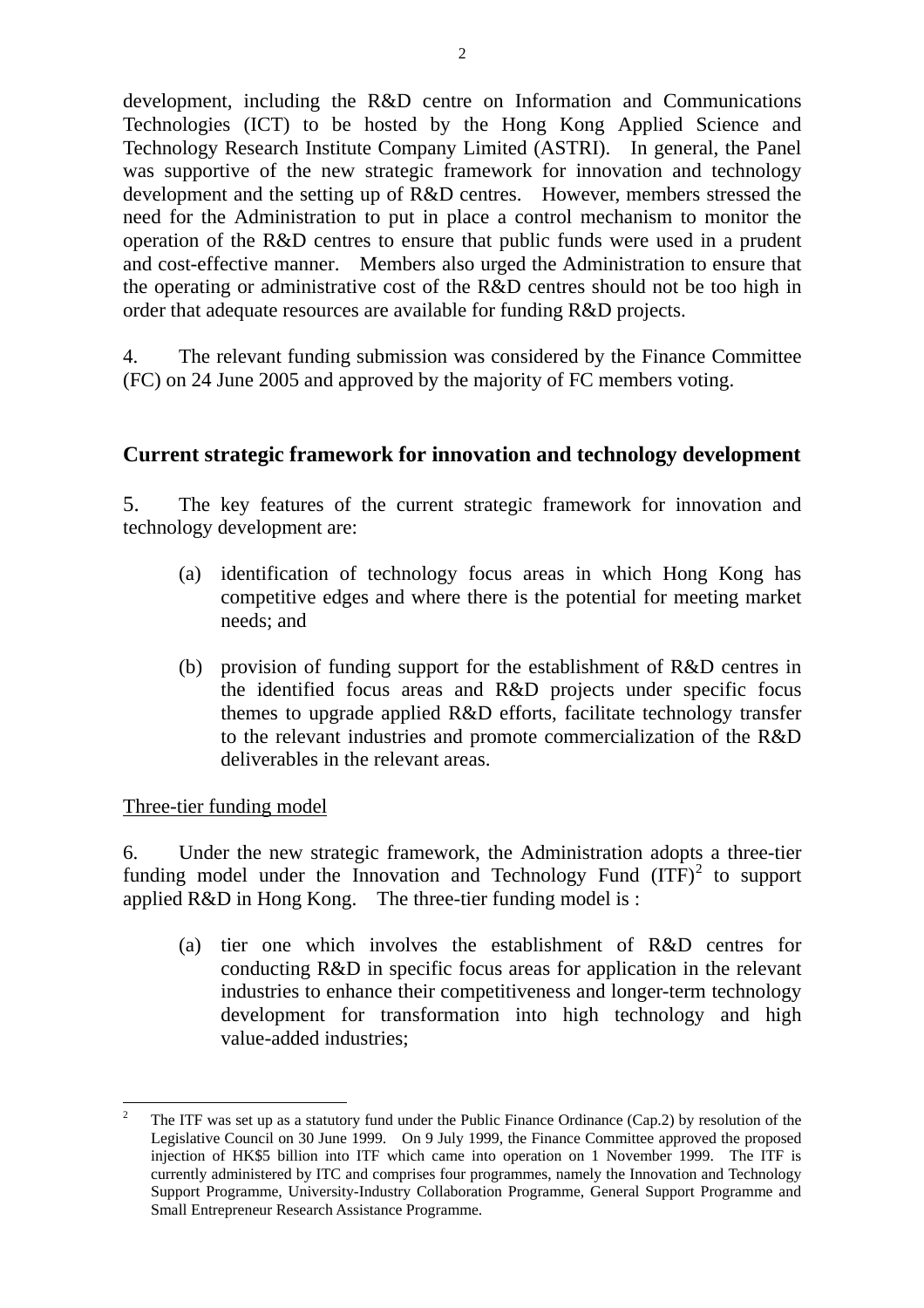development, including the R&D centre on Information and Communications Technologies (ICT) to be hosted by the Hong Kong Applied Science and Technology Research Institute Company Limited (ASTRI). In general, the Panel was supportive of the new strategic framework for innovation and technology development and the setting up of R&D centres. However, members stressed the need for the Administration to put in place a control mechanism to monitor the operation of the R&D centres to ensure that public funds were used in a prudent and cost-effective manner. Members also urged the Administration to ensure that the operating or administrative cost of the R&D centres should not be too high in order that adequate resources are available for funding R&D projects.

4. The relevant funding submission was considered by the Finance Committee (FC) on 24 June 2005 and approved by the majority of FC members voting.

## Current strategic framework for innovation and technology development

5. The key features of the current strategic framework for innovation and technology development are:

(a) identification of technology focus areas in which Hong Kong has competitive edges and where there is the potential for meeting market needs; and

(b) provision of funding support for the establishment of R&D centres in the identified focus areas and R&D projects under specific focus themes to upgrade applied R&D efforts, facilitate technology transfer to the relevant industries and promote commercialization of the R&D deliverables in the relevant areas.

Three-tier funding model

6. Under the new strategic framework, the Administration adopts a three-tier funding model under the Innovation and Technology Fund (ITF)[2] to support applied R&D in Hong Kong. The three-tier funding model is :

(a) tier one which involves the establishment of R&D centres for conducting R&D in specific focus areas for application in the relevant industries to enhance their competitiveness and longer-term technology development for transformation into high technology and high value-added industries;

[2] The ITF was set up as a statutory fund under the Public Finance Ordinance (Cap.2) by resolution of the Legislative Council on 30 June 1999. On 9 July 1999, the Finance Committee approved the proposed injection of HK$5 billion into ITF which came into operation on 1 November 1999. The ITF is currently administered by ITC and comprises four programmes, namely the Innovation and Technology Support Programme, University-Industry Collaboration Programme, General Support Programme and Small Entrepreneur Research Assistance Programme.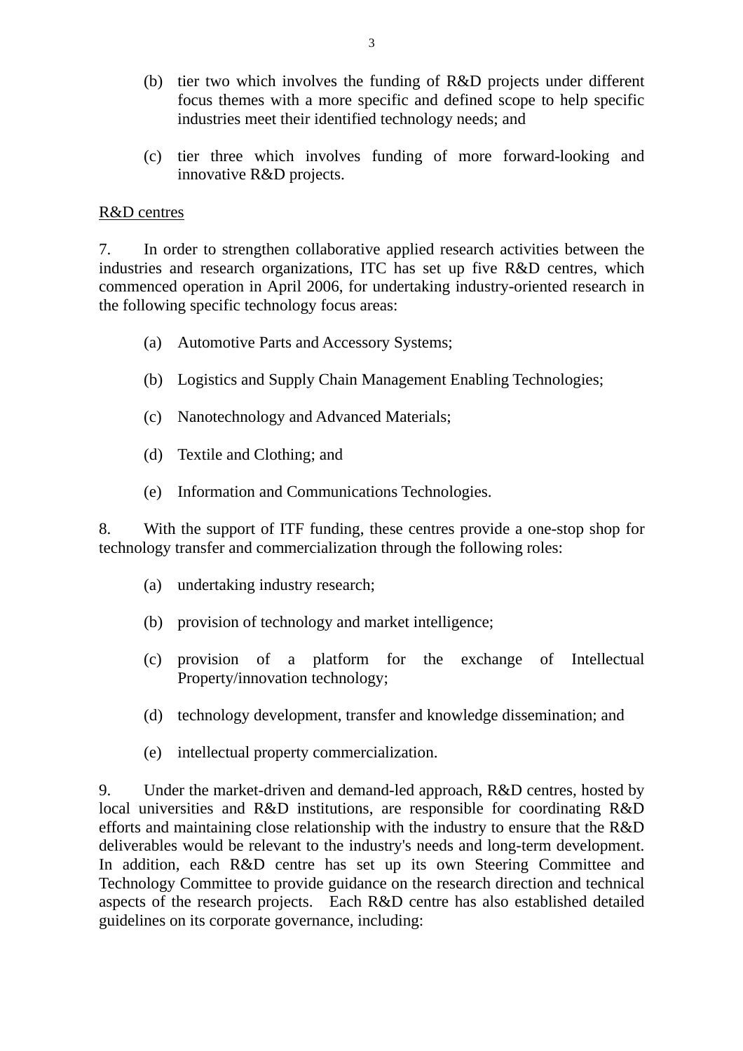(b) tier two which involves the funding of R&D projects under different focus themes with a more specific and defined scope to help specific industries meet their identified technology needs; and

(c) tier three which involves funding of more forward-looking and innovative R&D projects.

R&D centres

7. In order to strengthen collaborative applied research activities between the industries and research organizations, ITC has set up five R&D centres, which commenced operation in April 2006, for undertaking industry-oriented research in the following specific technology focus areas:

(a) Automotive Parts and Accessory Systems;

(b) Logistics and Supply Chain Management Enabling Technologies;

(c) Nanotechnology and Advanced Materials;

(d) Textile and Clothing; and

(e) Information and Communications Technologies.

8. With the support of ITF funding, these centres provide a one-stop shop for technology transfer and commercialization through the following roles:

(a) undertaking industry research;

(b) provision of technology and market intelligence;

(c) provision of a platform for the exchange of Intellectual Property/innovation technology;

(d) technology development, transfer and knowledge dissemination; and

(e) intellectual property commercialization.

9. Under the market-driven and demand-led approach, R&D centres, hosted by local universities and R&D institutions, are responsible for coordinating R&D efforts and maintaining close relationship with the industry to ensure that the R&D deliverables would be relevant to the industry's needs and long-term development. In addition, each R&D centre has set up its own Steering Committee and Technology Committee to provide guidance on the research direction and technical aspects of the research projects. Each R&D centre has also established detailed guidelines on its corporate governance, including: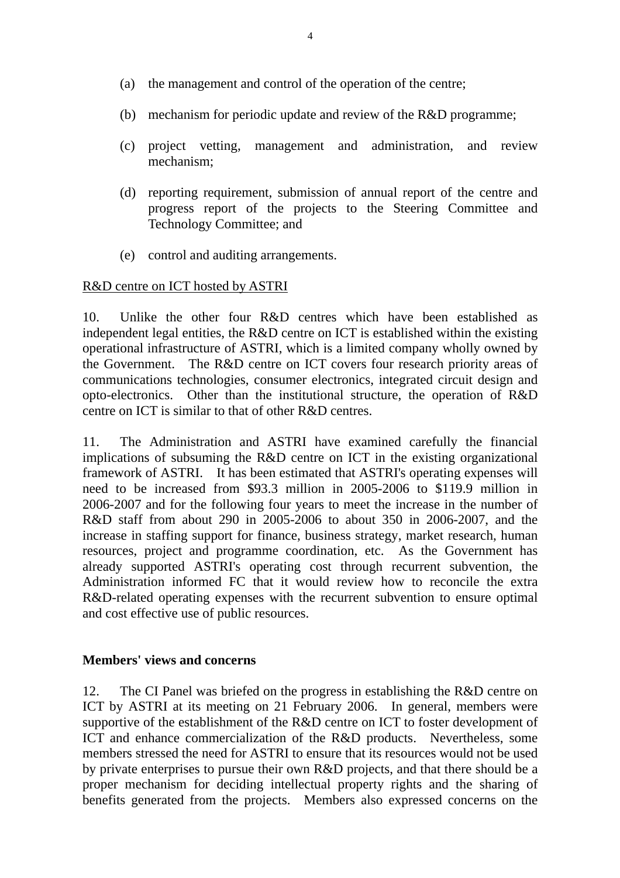(a) the management and control of the operation of the centre;

(b) mechanism for periodic update and review of the R&D programme;

(c) project vetting, management and administration, and review mechanism;

(d) reporting requirement, submission of annual report of the centre and progress report of the projects to the Steering Committee and Technology Committee; and

(e) control and auditing arrangements.

<u>R&D centre on ICT hosted by ASTRI</u>

10. Unlike the other four R&D centres which have been established as independent legal entities, the R&D centre on ICT is established within the existing operational infrastructure of ASTRI, which is a limited company wholly owned by the Government. The R&D centre on ICT covers four research priority areas of communications technologies, consumer electronics, integrated circuit design and opto-electronics. Other than the institutional structure, the operation of R&D centre on ICT is similar to that of other R&D centres.

11. The Administration and ASTRI have examined carefully the financial implications of subsuming the R&D centre on ICT in the existing organizational framework of ASTRI. It has been estimated that ASTRI's operating expenses will need to be increased from $93.3 million in 2005-2006 to $119.9 million in 2006-2007 and for the following four years to meet the increase in the number of R&D staff from about 290 in 2005-2006 to about 350 in 2006-2007, and the increase in staffing support for finance, business strategy, market research, human resources, project and programme coordination, etc. As the Government has already supported ASTRI's operating cost through recurrent subvention, the Administration informed FC that it would review how to reconcile the extra R&D-related operating expenses with the recurrent subvention to ensure optimal and cost effective use of public resources.

**Members' views and concerns**

12. The CI Panel was briefed on the progress in establishing the R&D centre on ICT by ASTRI at its meeting on 21 February 2006. In general, members were supportive of the establishment of the R&D centre on ICT to foster development of ICT and enhance commercialization of the R&D products. Nevertheless, some members stressed the need for ASTRI to ensure that its resources would not be used by private enterprises to pursue their own R&D projects, and that there should be a proper mechanism for deciding intellectual property rights and the sharing of benefits generated from the projects. Members also expressed concerns on the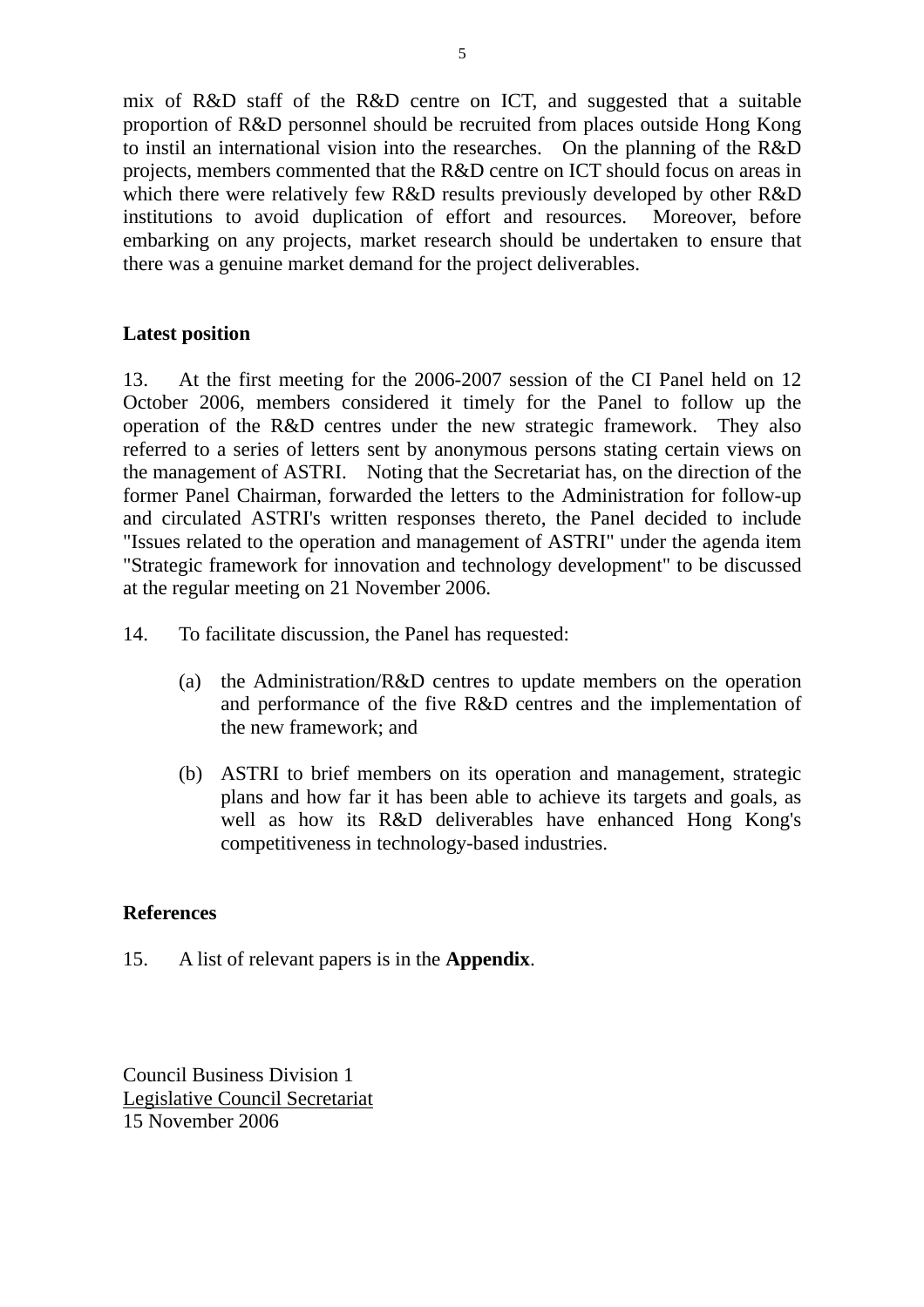mix of R&D staff of the R&D centre on ICT, and suggested that a suitable proportion of R&D personnel should be recruited from places outside Hong Kong to instil an international vision into the researches. On the planning of the R&D projects, members commented that the R&D centre on ICT should focus on areas in which there were relatively few R&D results previously developed by other R&D institutions to avoid duplication of effort and resources. Moreover, before embarking on any projects, market research should be undertaken to ensure that there was a genuine market demand for the project deliverables.

**Latest position**

13. At the first meeting for the 2006-2007 session of the CI Panel held on 12 October 2006, members considered it timely for the Panel to follow up the operation of the R&D centres under the new strategic framework. They also referred to a series of letters sent by anonymous persons stating certain views on the management of ASTRI. Noting that the Secretariat has, on the direction of the former Panel Chairman, forwarded the letters to the Administration for follow-up and circulated ASTRI's written responses thereto, the Panel decided to include "Issues related to the operation and management of ASTRI" under the agenda item "Strategic framework for innovation and technology development" to be discussed at the regular meeting on 21 November 2006.

14. To facilitate discussion, the Panel has requested:

(a) the Administration/R&D centres to update members on the operation and performance of the five R&D centres and the implementation of the new framework; and

(b) ASTRI to brief members on its operation and management, strategic plans and how far it has been able to achieve its targets and goals, as well as how its R&D deliverables have enhanced Hong Kong's competitiveness in technology-based industries.

**References**

15. A list of relevant papers is in the **Appendix**.

Council Business Division 1
Legislative Council Secretariat
15 November 2006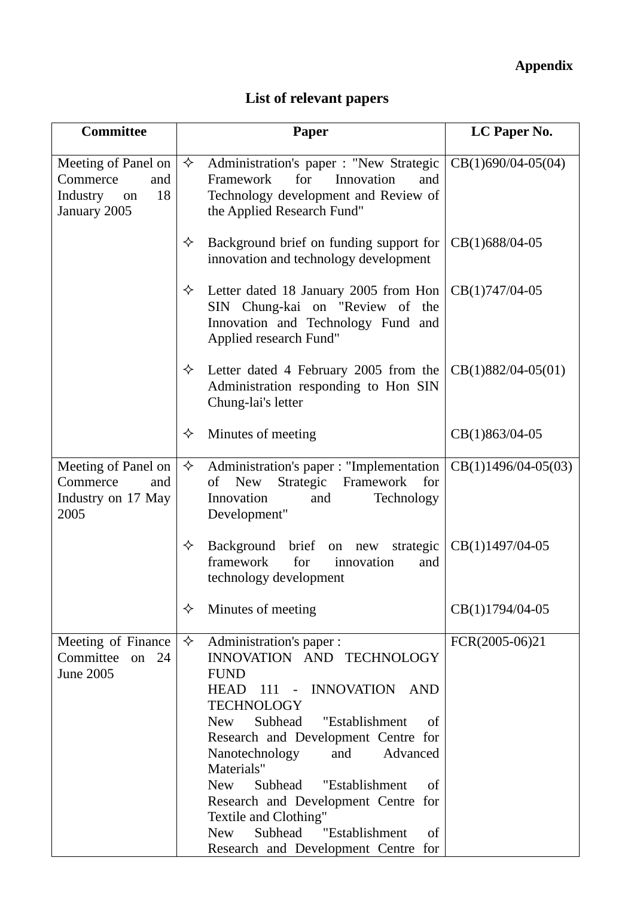**Appendix**

## List of relevant papers

| Committee | Paper | LC Paper No. |
|---|---|---|
| Meeting of Panel on Commerce and Industry on 18 January 2005 | ✧ Administration's paper : "New Strategic Framework for Innovation and Technology development and Review of the Applied Research Fund" | CB(1)690/04-05(04) |
| | ✧ Background brief on funding support for innovation and technology development | CB(1)688/04-05 |
| | ✧ Letter dated 18 January 2005 from Hon SIN Chung-kai on "Review of the Innovation and Technology Fund and Applied research Fund" | CB(1)747/04-05 |
| | ✧ Letter dated 4 February 2005 from the Administration responding to Hon SIN Chung-lai's letter | CB(1)882/04-05(01) |
| | ✧ Minutes of meeting | CB(1)863/04-05 |
| Meeting of Panel on Commerce and Industry on 17 May 2005 | ✧ Administration's paper : "Implementation of New Strategic Framework for Innovation and Technology Development" | CB(1)1496/04-05(03) |
| | ✧ Background brief on new strategic framework for innovation and technology development | CB(1)1497/04-05 |
| | ✧ Minutes of meeting | CB(1)1794/04-05 |
| Meeting of Finance Committee on 24 June 2005 | ✧ Administration's paper : INNOVATION AND TECHNOLOGY FUND HEAD 111 - INNOVATION AND TECHNOLOGY New Subhead "Establishment of Research and Development Centre for Nanotechnology and Advanced Materials" New Subhead "Establishment of Research and Development Centre for Textile and Clothing" New Subhead "Establishment of Research and Development Centre for | FCR(2005-06)21 |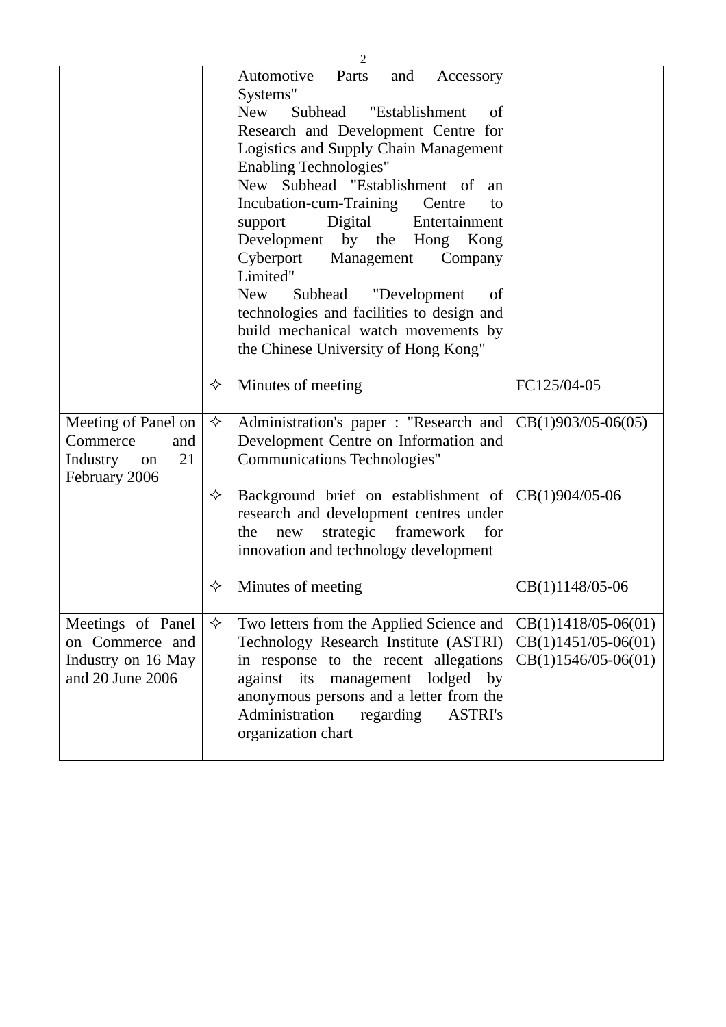| | | |
|---|---|---|
| | Automotive Parts and Accessory Systems"<br>New Subhead "Establishment of Research and Development Centre for Logistics and Supply Chain Management Enabling Technologies"<br>New Subhead "Establishment of an Incubation-cum-Training Centre to support Digital Entertainment Development by the Hong Kong Cyberport Management Company Limited"<br>New Subhead "Development of technologies and facilities to design and build mechanical watch movements by the Chinese University of Hong Kong" | |
| | ✧ Minutes of meeting | FC125/04-05 |
| Meeting of Panel on Commerce and Industry on 21 February 2006 | ✧ Administration's paper : "Research and Development Centre on Information and Communications Technologies" | CB(1)903/05-06(05) |
| | ✧ Background brief on establishment of research and development centres under the new strategic framework for innovation and technology development | CB(1)904/05-06 |
| | ✧ Minutes of meeting | CB(1)1148/05-06 |
| Meetings of Panel on Commerce and Industry on 16 May and 20 June 2006 | ✧ Two letters from the Applied Science and Technology Research Institute (ASTRI) in response to the recent allegations against its management lodged by anonymous persons and a letter from the Administration regarding ASTRI's organization chart | CB(1)1418/05-06(01)<br>CB(1)1451/05-06(01)<br>CB(1)1546/05-06(01) |